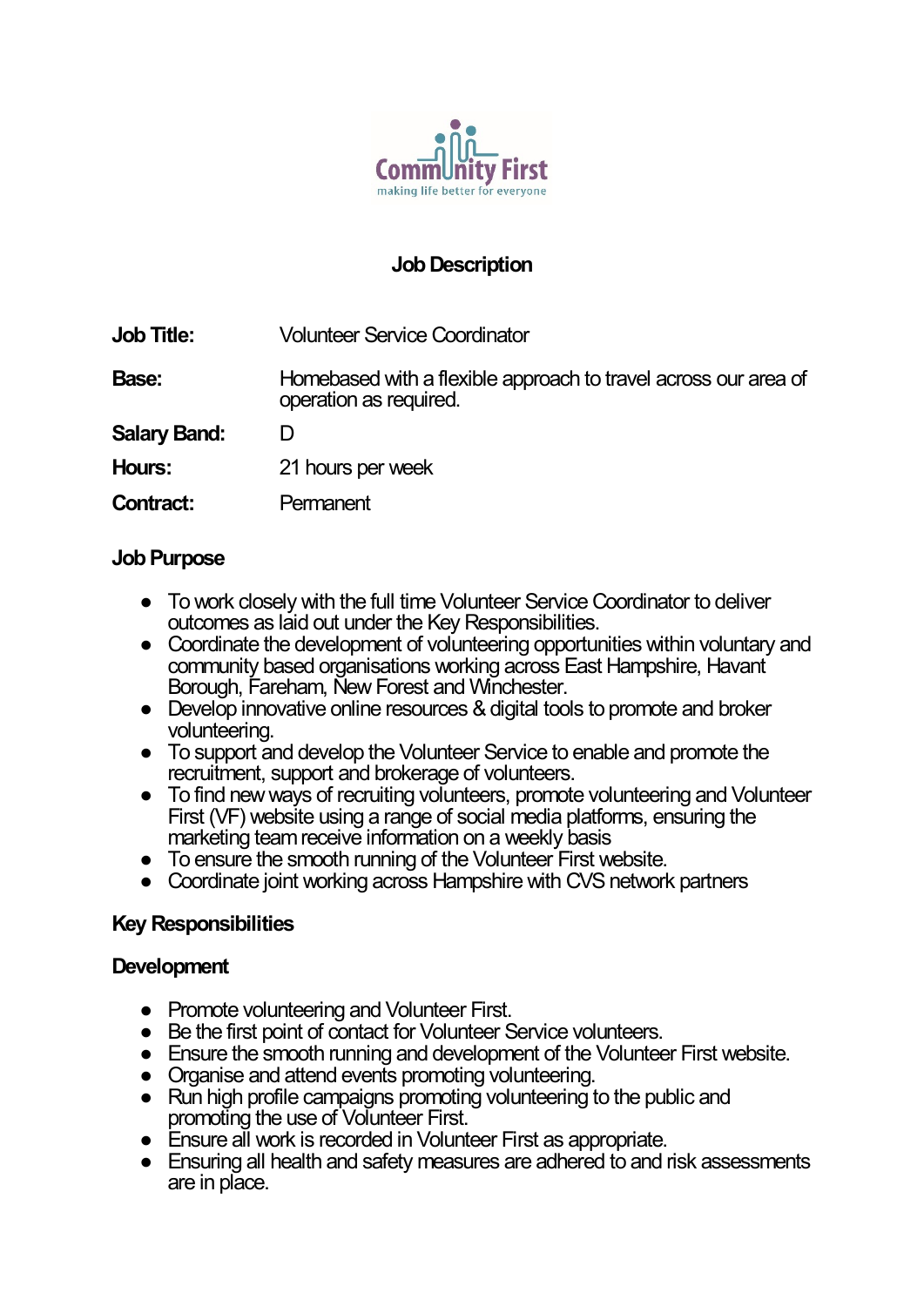Community First

making life better for everyone

# Job Description

| | |
|---|---|
| **Job Title:** | Volunteer Service Coordinator |
| **Base:** | Homebased with a flexible approach to travel across our area of operation as required. |
| **Salary Band:** | D |
| **Hours:** | 21 hours per week |
| **Contract:** | Permanent |

## Job Purpose

- To work closely with the full time Volunteer Service Coordinator to deliver outcomes as laid out under the Key Responsibilities.
- Coordinate the development of volunteering opportunities within voluntary and community based organisations working across East Hampshire, Havant Borough, Fareham, New Forest and Winchester.
- Develop innovative online resources & digital tools to promote and broker volunteering.
- To support and develop the Volunteer Service to enable and promote the recruitment, support and brokerage of volunteers.
- To find new ways of recruiting volunteers, promote volunteering and Volunteer First (VF) website using a range of social media platforms, ensuring the marketing team receive information on a weekly basis
- To ensure the smooth running of the Volunteer First website.
- Coordinate joint working across Hampshire with CVS network partners

## Key Responsibilities

### Development

- Promote volunteering and Volunteer First.
- Be the first point of contact for Volunteer Service volunteers.
- Ensure the smooth running and development of the Volunteer First website.
- Organise and attend events promoting volunteering.
- Run high profile campaigns promoting volunteering to the public and promoting the use of Volunteer First.
- Ensure all work is recorded in Volunteer First as appropriate.
- Ensuring all health and safety measures are adhered to and risk assessments are in place.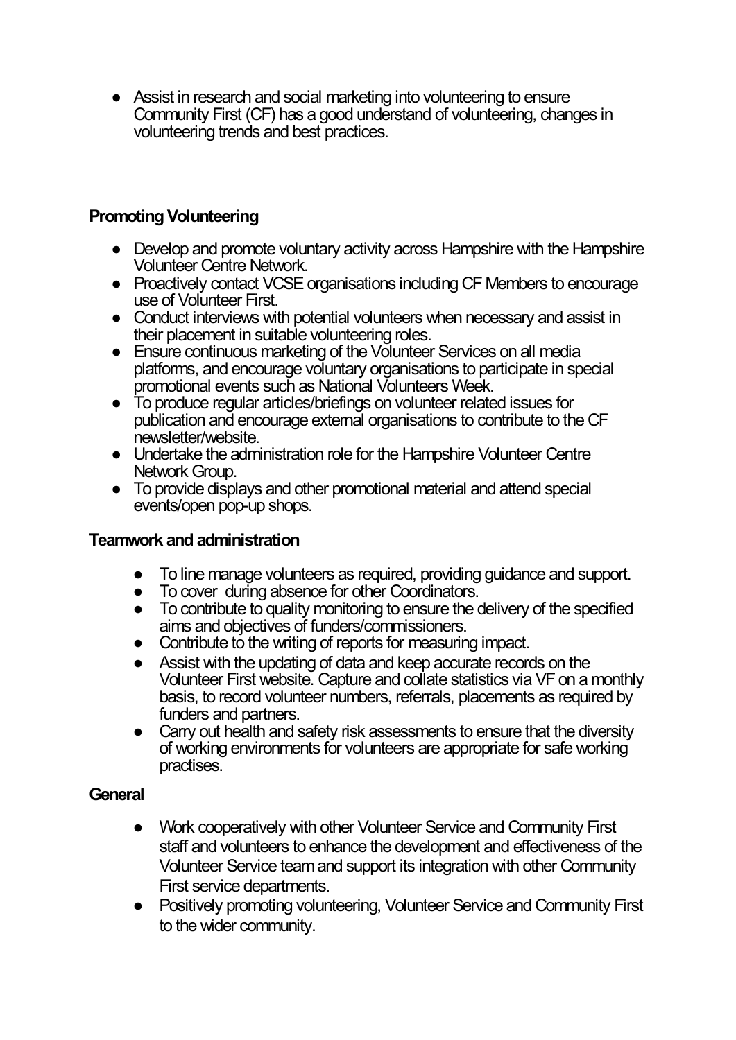- Assist in research and social marketing into volunteering to ensure Community First (CF) has a good understand of volunteering, changes in volunteering trends and best practices.

**Promoting Volunteering**

- Develop and promote voluntary activity across Hampshire with the Hampshire Volunteer Centre Network.
- Proactively contact VCSE organisations including CF Members to encourage use of Volunteer First.
- Conduct interviews with potential volunteers when necessary and assist in their placement in suitable volunteering roles.
- Ensure continuous marketing of the Volunteer Services on all media platforms, and encourage voluntary organisations to participate in special promotional events such as National Volunteers Week.
- To produce regular articles/briefings on volunteer related issues for publication and encourage external organisations to contribute to the CF newsletter/website.
- Undertake the administration role for the Hampshire Volunteer Centre Network Group.
- To provide displays and other promotional material and attend special events/open pop-up shops.

**Teamwork and administration**

- To line manage volunteers as required, providing guidance and support.
- To cover during absence for other Coordinators.
- To contribute to quality monitoring to ensure the delivery of the specified aims and objectives of funders/commissioners.
- Contribute to the writing of reports for measuring impact.
- Assist with the updating of data and keep accurate records on the Volunteer First website. Capture and collate statistics via VF on a monthly basis, to record volunteer numbers, referrals, placements as required by funders and partners.
- Carry out health and safety risk assessments to ensure that the diversity of working environments for volunteers are appropriate for safe working practises.

**General**

- Work cooperatively with other Volunteer Service and Community First staff and volunteers to enhance the development and effectiveness of the Volunteer Service team and support its integration with other Community First service departments.
- Positively promoting volunteering, Volunteer Service and Community First to the wider community.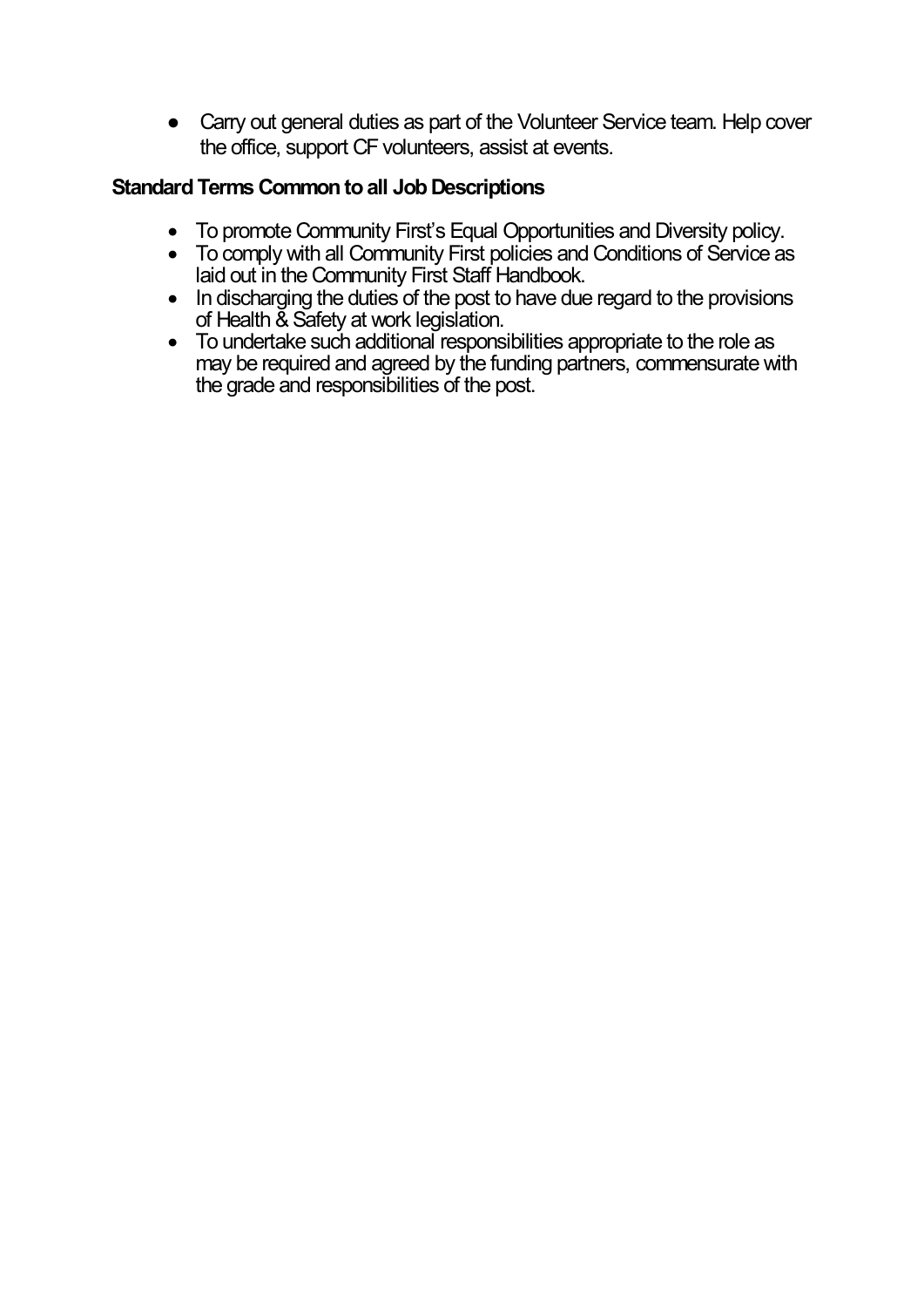- Carry out general duties as part of the Volunteer Service team. Help cover the office, support CF volunteers, assist at events.

**Standard Terms Common to all Job Descriptions**

- To promote Community First's Equal Opportunities and Diversity policy.
- To comply with all Community First policies and Conditions of Service as laid out in the Community First Staff Handbook.
- In discharging the duties of the post to have due regard to the provisions of Health & Safety at work legislation.
- To undertake such additional responsibilities appropriate to the role as may be required and agreed by the funding partners, commensurate with the grade and responsibilities of the post.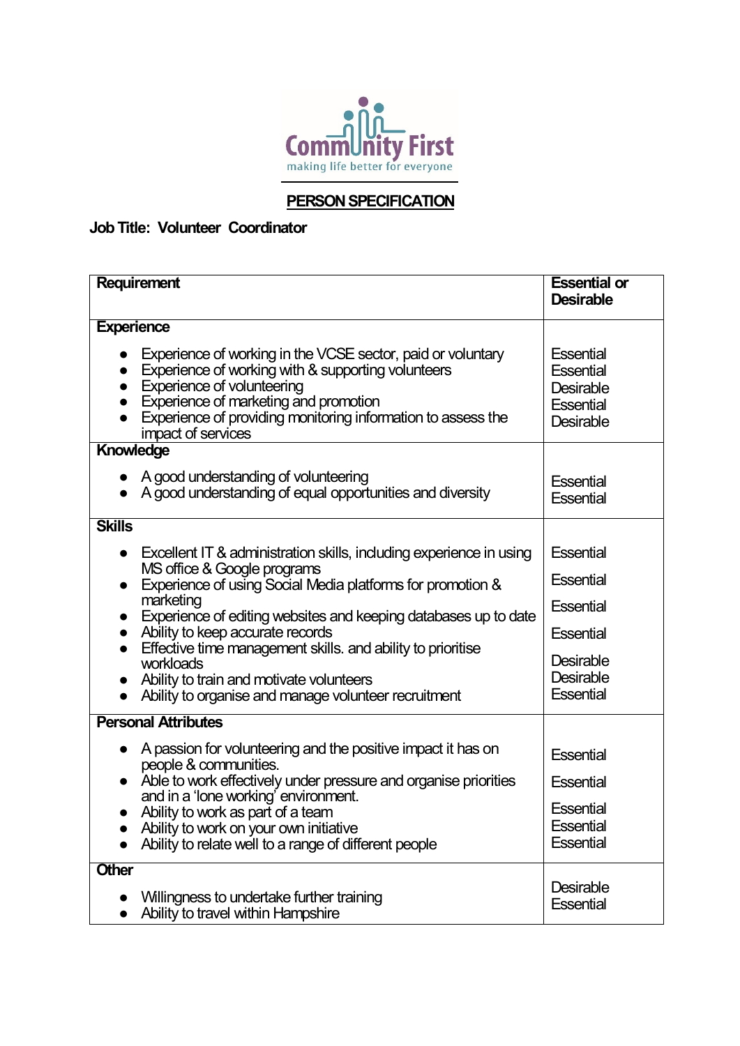Community First
making life better for everyone

## PERSON SPECIFICATION

**Job Title: Volunteer Coordinator**

| Requirement | Essential or Desirable |
|---|---|
| **Experience** | |
| • Experience of working in the VCSE sector, paid or voluntary | Essential |
| • Experience of working with & supporting volunteers | Essential |
| • Experience of volunteering | Desirable |
| • Experience of marketing and promotion | Essential |
| • Experience of providing monitoring information to assess the impact of services | Desirable |
| **Knowledge** | |
| • A good understanding of volunteering | Essential |
| • A good understanding of equal opportunities and diversity | Essential |
| **Skills** | |
| • Excellent IT & administration skills, including experience in using MS office & Google programs | Essential |
| • Experience of using Social Media platforms for promotion & marketing | Essential |
| • Experience of editing websites and keeping databases up to date | Essential |
| • Ability to keep accurate records | Essential |
| • Effective time management skills. and ability to prioritise workloads | Desirable |
| • Ability to train and motivate volunteers | Desirable |
| • Ability to organise and manage volunteer recruitment | Essential |
| **Personal Attributes** | |
| • A passion for volunteering and the positive impact it has on people & communities. | Essential |
| • Able to work effectively under pressure and organise priorities and in a 'lone working' environment. | Essential |
| • Ability to work as part of a team | Essential |
| • Ability to work on your own initiative | Essential |
| • Ability to relate well to a range of different people | Essential |
| **Other** | |
| • Willingness to undertake further training | Desirable |
| • Ability to travel within Hampshire | Essential |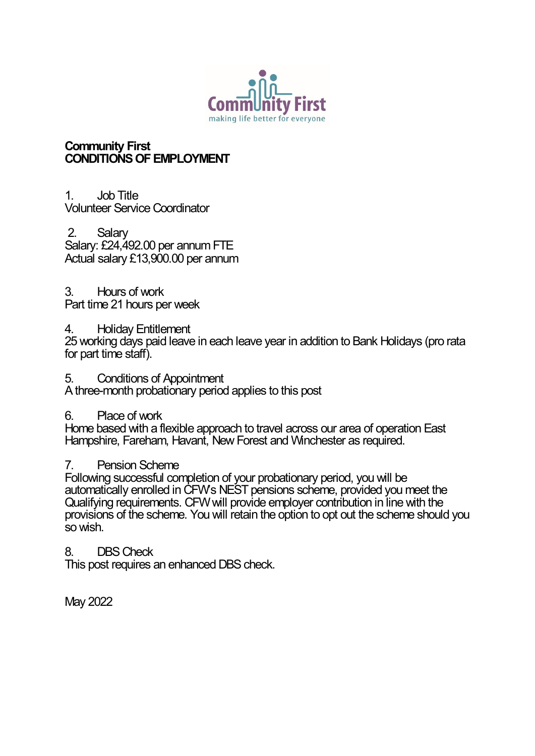**Community First**
**CONDITIONS OF EMPLOYMENT**

1. Job Title
Volunteer Service Coordinator

2. Salary
Salary: £24,492.00 per annum FTE
Actual salary £13,900.00 per annum

3. Hours of work
Part time 21 hours per week

4. Holiday Entitlement
25 working days paid leave in each leave year in addition to Bank Holidays (pro rata for part time staff).

5. Conditions of Appointment
A three-month probationary period applies to this post

6. Place of work
Home based with a flexible approach to travel across our area of operation East Hampshire, Fareham, Havant, New Forest and Winchester as required.

7. Pension Scheme
Following successful completion of your probationary period, you will be automatically enrolled in CFW's NEST pensions scheme, provided you meet the Qualifying requirements. CFW will provide employer contribution in line with the provisions of the scheme. You will retain the option to opt out the scheme should you so wish.

8. DBS Check
This post requires an enhanced DBS check.

May 2022